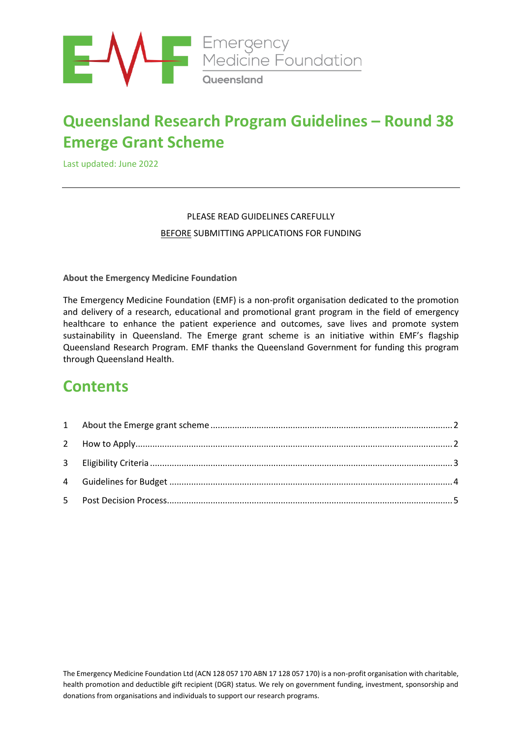Emergency Medicine Foundation

Queensland

# Queensland Research Program Guidelines – Round 38 Emerge Grant Scheme

Last updated: June 2022

---

PLEASE READ GUIDELINES CAREFULLY

BEFORE SUBMITTING APPLICATIONS FOR FUNDING

**About the Emergency Medicine Foundation**

The Emergency Medicine Foundation (EMF) is a non-profit organisation dedicated to the promotion and delivery of a research, educational and promotional grant program in the field of emergency healthcare to enhance the patient experience and outcomes, save lives and promote system sustainability in Queensland. The Emerge grant scheme is an initiative within EMF's flagship Queensland Research Program. EMF thanks the Queensland Government for funding this program through Queensland Health.

## Contents

1 About the Emerge grant scheme ..... 2
2 How to Apply ..... 2
3 Eligibility Criteria ..... 3
4 Guidelines for Budget ..... 4
5 Post Decision Process ..... 5

The Emergency Medicine Foundation Ltd (ACN 128 057 170 ABN 17 128 057 170) is a non-profit organisation with charitable, health promotion and deductible gift recipient (DGR) status. We rely on government funding, investment, sponsorship and donations from organisations and individuals to support our research programs.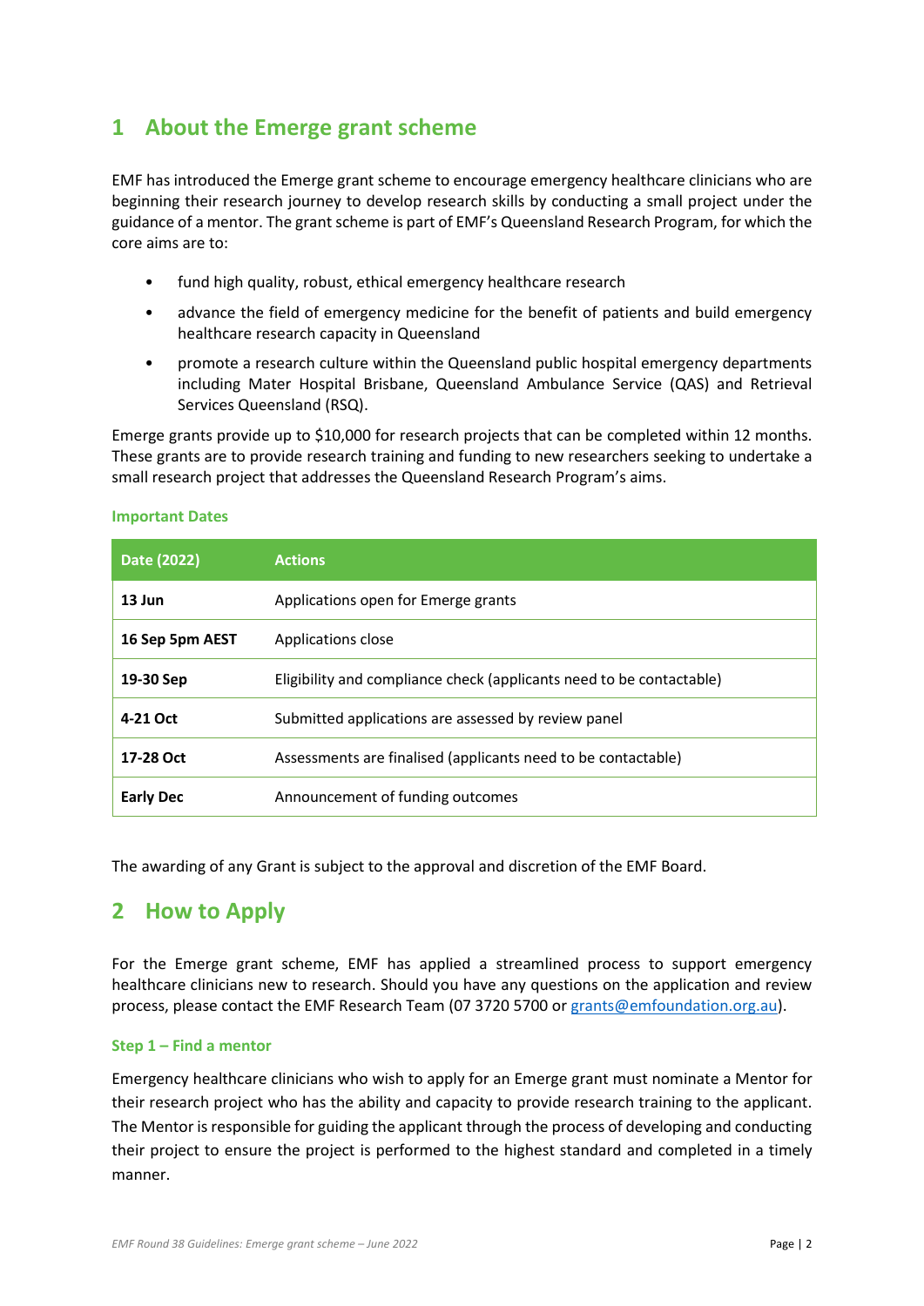# 1 About the Emerge grant scheme

EMF has introduced the Emerge grant scheme to encourage emergency healthcare clinicians who are beginning their research journey to develop research skills by conducting a small project under the guidance of a mentor. The grant scheme is part of EMF's Queensland Research Program, for which the core aims are to:

- fund high quality, robust, ethical emergency healthcare research
- advance the field of emergency medicine for the benefit of patients and build emergency healthcare research capacity in Queensland
- promote a research culture within the Queensland public hospital emergency departments including Mater Hospital Brisbane, Queensland Ambulance Service (QAS) and Retrieval Services Queensland (RSQ).

Emerge grants provide up to $10,000 for research projects that can be completed within 12 months. These grants are to provide research training and funding to new researchers seeking to undertake a small research project that addresses the Queensland Research Program's aims.

### Important Dates

| Date (2022) | Actions |
|---|---|
| **13 Jun** | Applications open for Emerge grants |
| **16 Sep 5pm AEST** | Applications close |
| **19-30 Sep** | Eligibility and compliance check (applicants need to be contactable) |
| **4-21 Oct** | Submitted applications are assessed by review panel |
| **17-28 Oct** | Assessments are finalised (applicants need to be contactable) |
| **Early Dec** | Announcement of funding outcomes |

The awarding of any Grant is subject to the approval and discretion of the EMF Board.

# 2 How to Apply

For the Emerge grant scheme, EMF has applied a streamlined process to support emergency healthcare clinicians new to research. Should you have any questions on the application and review process, please contact the EMF Research Team (07 3720 5700 or grants@emfoundation.org.au).

### Step 1 – Find a mentor

Emergency healthcare clinicians who wish to apply for an Emerge grant must nominate a Mentor for their research project who has the ability and capacity to provide research training to the applicant. The Mentor is responsible for guiding the applicant through the process of developing and conducting their project to ensure the project is performed to the highest standard and completed in a timely manner.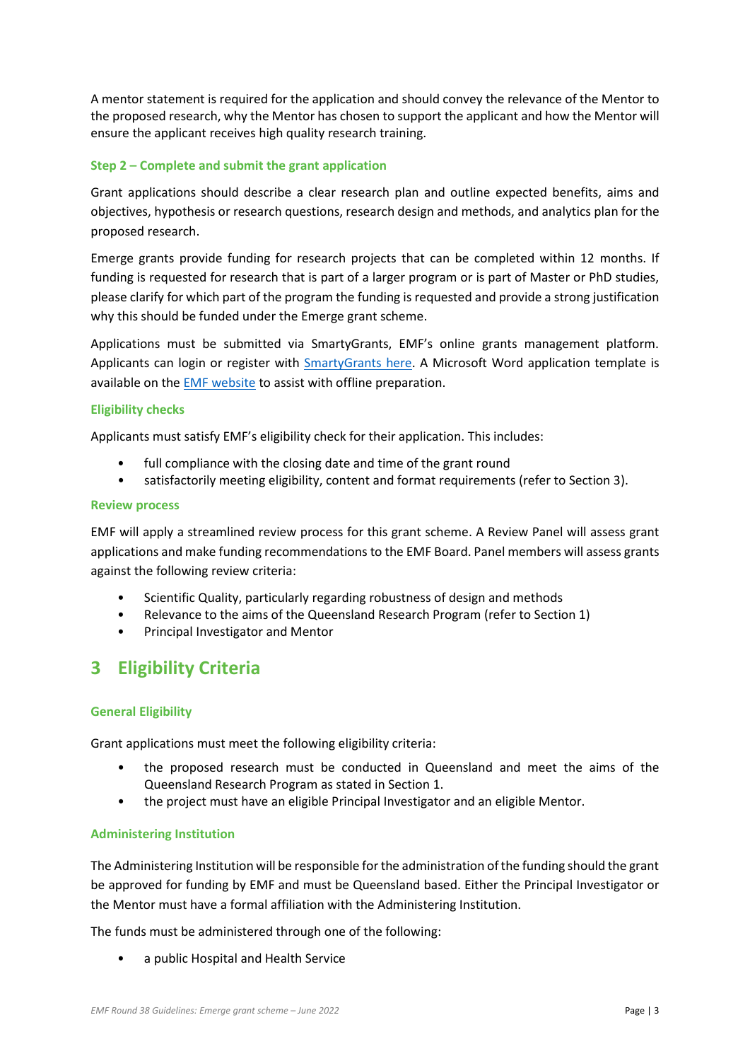A mentor statement is required for the application and should convey the relevance of the Mentor to the proposed research, why the Mentor has chosen to support the applicant and how the Mentor will ensure the applicant receives high quality research training.

### Step 2 – Complete and submit the grant application

Grant applications should describe a clear research plan and outline expected benefits, aims and objectives, hypothesis or research questions, research design and methods, and analytics plan for the proposed research.

Emerge grants provide funding for research projects that can be completed within 12 months. If funding is requested for research that is part of a larger program or is part of Master or PhD studies, please clarify for which part of the program the funding is requested and provide a strong justification why this should be funded under the Emerge grant scheme.

Applications must be submitted via SmartyGrants, EMF's online grants management platform. Applicants can login or register with SmartyGrants here. A Microsoft Word application template is available on the EMF website to assist with offline preparation.

### Eligibility checks

Applicants must satisfy EMF's eligibility check for their application. This includes:

- full compliance with the closing date and time of the grant round
- satisfactorily meeting eligibility, content and format requirements (refer to Section 3).

### Review process

EMF will apply a streamlined review process for this grant scheme. A Review Panel will assess grant applications and make funding recommendations to the EMF Board. Panel members will assess grants against the following review criteria:

- Scientific Quality, particularly regarding robustness of design and methods
- Relevance to the aims of the Queensland Research Program (refer to Section 1)
- Principal Investigator and Mentor

## 3 Eligibility Criteria

### General Eligibility

Grant applications must meet the following eligibility criteria:

- the proposed research must be conducted in Queensland and meet the aims of the Queensland Research Program as stated in Section 1.
- the project must have an eligible Principal Investigator and an eligible Mentor.

### Administering Institution

The Administering Institution will be responsible for the administration of the funding should the grant be approved for funding by EMF and must be Queensland based. Either the Principal Investigator or the Mentor must have a formal affiliation with the Administering Institution.

The funds must be administered through one of the following:

- a public Hospital and Health Service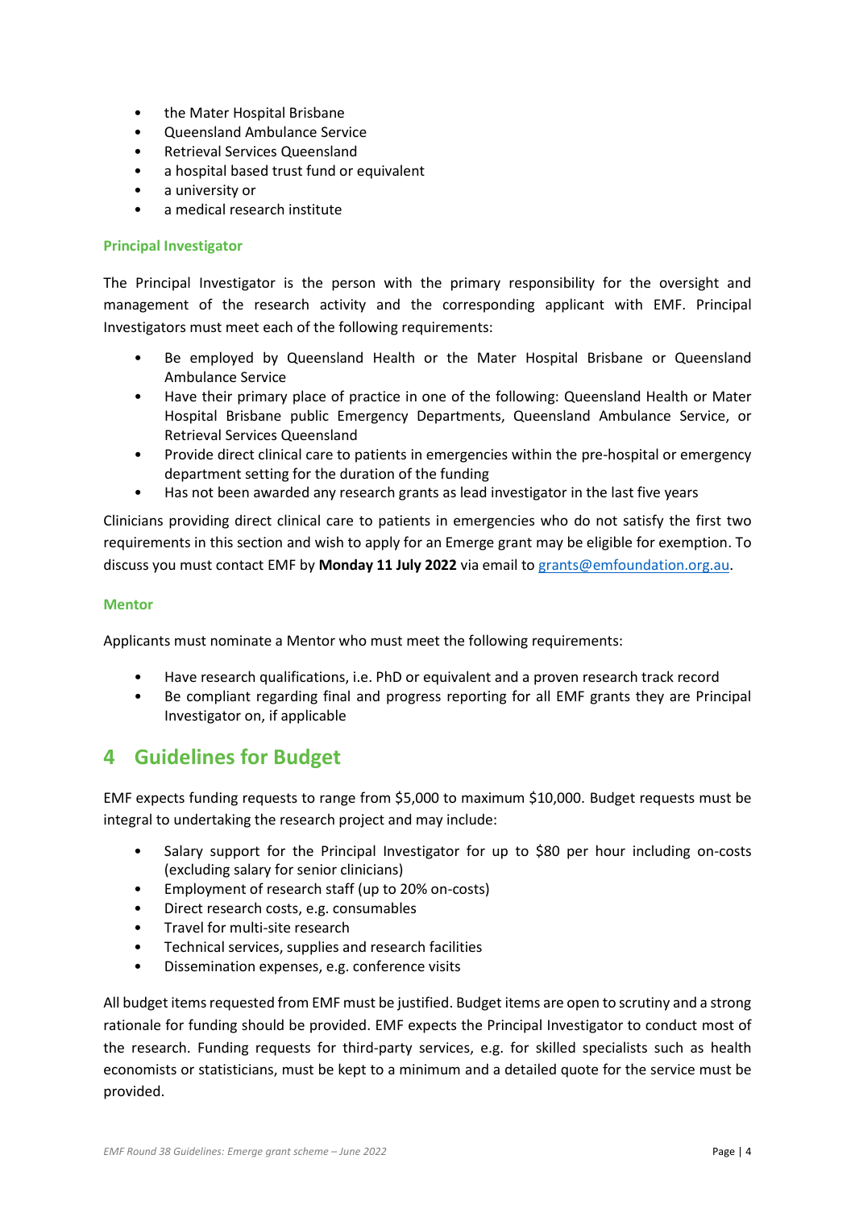- the Mater Hospital Brisbane
- Queensland Ambulance Service
- Retrieval Services Queensland
- a hospital based trust fund or equivalent
- a university or
- a medical research institute

### Principal Investigator

The Principal Investigator is the person with the primary responsibility for the oversight and management of the research activity and the corresponding applicant with EMF. Principal Investigators must meet each of the following requirements:

- Be employed by Queensland Health or the Mater Hospital Brisbane or Queensland Ambulance Service
- Have their primary place of practice in one of the following: Queensland Health or Mater Hospital Brisbane public Emergency Departments, Queensland Ambulance Service, or Retrieval Services Queensland
- Provide direct clinical care to patients in emergencies within the pre-hospital or emergency department setting for the duration of the funding
- Has not been awarded any research grants as lead investigator in the last five years

Clinicians providing direct clinical care to patients in emergencies who do not satisfy the first two requirements in this section and wish to apply for an Emerge grant may be eligible for exemption. To discuss you must contact EMF by **Monday 11 July 2022** via email to grants@emfoundation.org.au.

### Mentor

Applicants must nominate a Mentor who must meet the following requirements:

- Have research qualifications, i.e. PhD or equivalent and a proven research track record
- Be compliant regarding final and progress reporting for all EMF grants they are Principal Investigator on, if applicable

## 4 Guidelines for Budget

EMF expects funding requests to range from $5,000 to maximum $10,000. Budget requests must be integral to undertaking the research project and may include:

- Salary support for the Principal Investigator for up to $80 per hour including on-costs (excluding salary for senior clinicians)
- Employment of research staff (up to 20% on-costs)
- Direct research costs, e.g. consumables
- Travel for multi-site research
- Technical services, supplies and research facilities
- Dissemination expenses, e.g. conference visits

All budget items requested from EMF must be justified. Budget items are open to scrutiny and a strong rationale for funding should be provided. EMF expects the Principal Investigator to conduct most of the research. Funding requests for third-party services, e.g. for skilled specialists such as health economists or statisticians, must be kept to a minimum and a detailed quote for the service must be provided.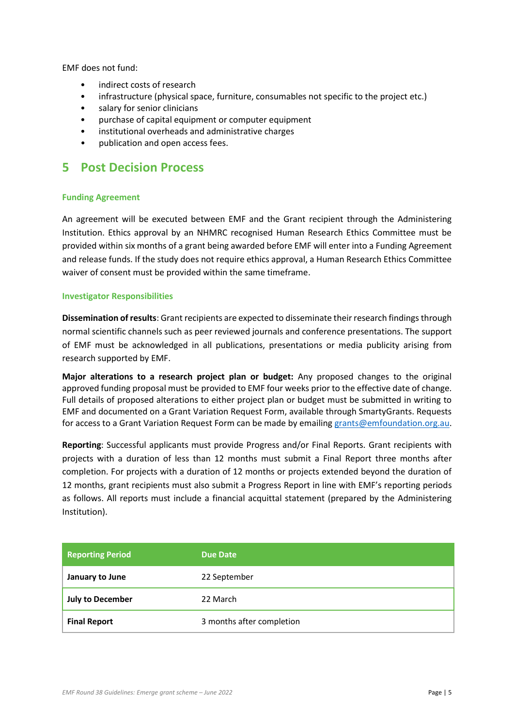EMF does not fund:

- indirect costs of research
- infrastructure (physical space, furniture, consumables not specific to the project etc.)
- salary for senior clinicians
- purchase of capital equipment or computer equipment
- institutional overheads and administrative charges
- publication and open access fees.

# 5 Post Decision Process

### Funding Agreement

An agreement will be executed between EMF and the Grant recipient through the Administering Institution. Ethics approval by an NHMRC recognised Human Research Ethics Committee must be provided within six months of a grant being awarded before EMF will enter into a Funding Agreement and release funds. If the study does not require ethics approval, a Human Research Ethics Committee waiver of consent must be provided within the same timeframe.

### Investigator Responsibilities

**Dissemination of results**: Grant recipients are expected to disseminate their research findings through normal scientific channels such as peer reviewed journals and conference presentations. The support of EMF must be acknowledged in all publications, presentations or media publicity arising from research supported by EMF.

**Major alterations to a research project plan or budget:** Any proposed changes to the original approved funding proposal must be provided to EMF four weeks prior to the effective date of change. Full details of proposed alterations to either project plan or budget must be submitted in writing to EMF and documented on a Grant Variation Request Form, available through SmartyGrants. Requests for access to a Grant Variation Request Form can be made by emailing grants@emfoundation.org.au.

**Reporting**: Successful applicants must provide Progress and/or Final Reports. Grant recipients with projects with a duration of less than 12 months must submit a Final Report three months after completion. For projects with a duration of 12 months or projects extended beyond the duration of 12 months, grant recipients must also submit a Progress Report in line with EMF's reporting periods as follows. All reports must include a financial acquittal statement (prepared by the Administering Institution).

| Reporting Period | Due Date |
|---|---|
| **January to June** | 22 September |
| **July to December** | 22 March |
| **Final Report** | 3 months after completion |